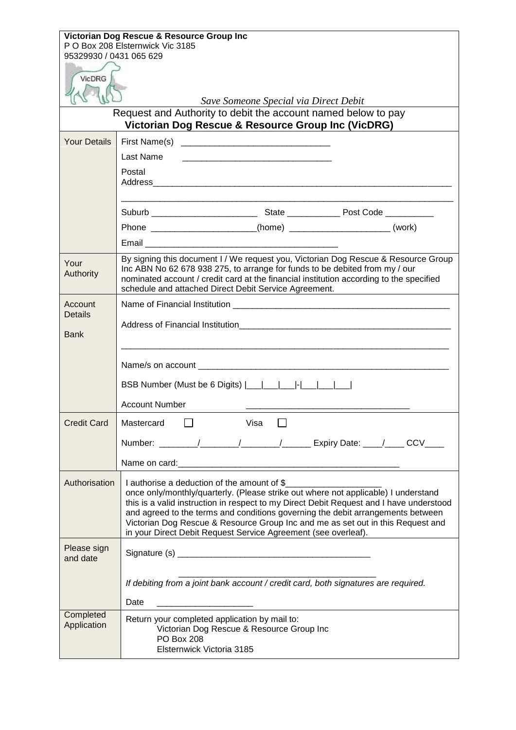**Victorian Dog Rescue & Resource Group Inc**
P O Box 208 Elsternwick Vic 3185
95329930 / 0431 065 629

VicDRG

*Save Someone Special via Direct Debit*

## Request and Authority to debit the account named below to pay **Victorian Dog Rescue & Resource Group Inc (VicDRG)**

| | |
|---|---|
| Your Details | First Name(s) ______________________________ <br> Last Name ______________________________ <br> Postal Address______________________________________________________________ <br> ______________________________________________________________________ <br> Suburb _____________________ State ___________ Post Code __________ <br> Phone _____________________(home) ____________________ (work) <br> Email ________________________________________ |
| Your Authority | By signing this document I / We request you, Victorian Dog Rescue & Resource Group Inc ABN No 62 678 938 275, to arrange for funds to be debited from my / our nominated account / credit card at the financial institution according to the specified schedule and attached Direct Debit Service Agreement. |
| Account Details <br> Bank | Name of Financial Institution ____________________________________________ <br> Address of Financial Institution____________________________________________ <br> ______________________________________________________________________ <br> Name/s on account ____________________________________________________ <br> BSB Number (Must be 6 Digits) \|___\|___\|___\|-\|___\|___\|___\| <br> Account Number _________________________________ |
| Credit Card | Mastercard ☐ Visa ☐ <br> Number: ________/________/________/______ Expiry Date: ____/____ CCV____ <br> Name on card:_____________________________________________ |
| Authorisation | I authorise a deduction of the amount of $___________________ once only/monthly/quarterly. (Please strike out where not applicable) I understand this is a valid instruction in respect to my Direct Debit Request and I have understood and agreed to the terms and conditions governing the debit arrangements between Victorian Dog Rescue & Resource Group Inc and me as set out in this Request and in your Direct Debit Request Service Agreement (see overleaf). |
| Please sign and date | Signature (s) ________________________________________ <br> ________________________________________ <br> *If debiting from a joint bank account / credit card, both signatures are required.* <br> Date ____________________ |
| Completed Application | Return your completed application by mail to: <br> Victorian Dog Rescue & Resource Group Inc <br> PO Box 208 <br> Elsternwick Victoria 3185 |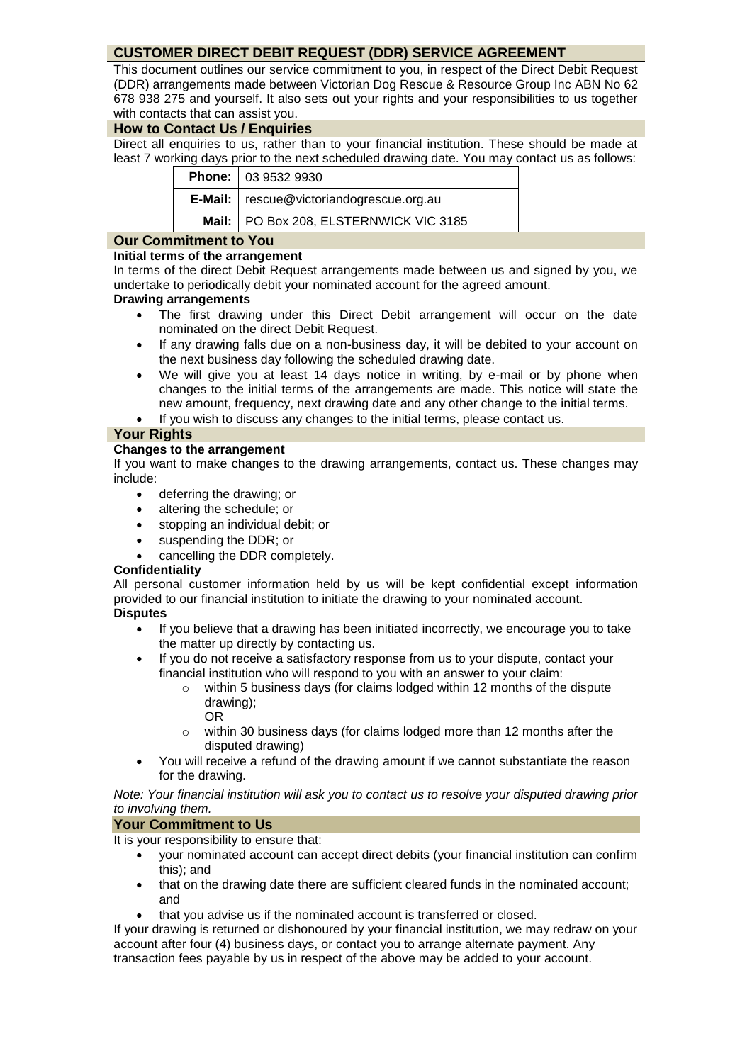## CUSTOMER DIRECT DEBIT REQUEST (DDR) SERVICE AGREEMENT

This document outlines our service commitment to you, in respect of the Direct Debit Request (DDR) arrangements made between Victorian Dog Rescue & Resource Group Inc ABN No 62 678 938 275 and yourself. It also sets out your rights and your responsibilities to us together with contacts that can assist you.

## How to Contact Us / Enquiries

Direct all enquiries to us, rather than to your financial institution. These should be made at least 7 working days prior to the next scheduled drawing date. You may contact us as follows:

| | |
|---|---|
| **Phone:** | 03 9532 9930 |
| **E-Mail:** | rescue@victoriandogrescue.org.au |
| **Mail:** | PO Box 208, ELSTERNWICK VIC 3185 |

## Our Commitment to You

### Initial terms of the arrangement

In terms of the direct Debit Request arrangements made between us and signed by you, we undertake to periodically debit your nominated account for the agreed amount.

### Drawing arrangements

- The first drawing under this Direct Debit arrangement will occur on the date nominated on the direct Debit Request.
- If any drawing falls due on a non-business day, it will be debited to your account on the next business day following the scheduled drawing date.
- We will give you at least 14 days notice in writing, by e-mail or by phone when changes to the initial terms of the arrangements are made. This notice will state the new amount, frequency, next drawing date and any other change to the initial terms.
- If you wish to discuss any changes to the initial terms, please contact us.

## Your Rights

### Changes to the arrangement

If you want to make changes to the drawing arrangements, contact us. These changes may include:

- deferring the drawing; or
- altering the schedule; or
- stopping an individual debit; or
- suspending the DDR; or
- cancelling the DDR completely.

### Confidentiality

All personal customer information held by us will be kept confidential except information provided to our financial institution to initiate the drawing to your nominated account.

### Disputes

- If you believe that a drawing has been initiated incorrectly, we encourage you to take the matter up directly by contacting us.
- If you do not receive a satisfactory response from us to your dispute, contact your financial institution who will respond to you with an answer to your claim:
  - within 5 business days (for claims lodged within 12 months of the dispute drawing);
    OR
  - within 30 business days (for claims lodged more than 12 months after the disputed drawing)
- You will receive a refund of the drawing amount if we cannot substantiate the reason for the drawing.

*Note: Your financial institution will ask you to contact us to resolve your disputed drawing prior to involving them.*

## Your Commitment to Us

It is your responsibility to ensure that:

- your nominated account can accept direct debits (your financial institution can confirm this); and
- that on the drawing date there are sufficient cleared funds in the nominated account; and
- that you advise us if the nominated account is transferred or closed.

If your drawing is returned or dishonoured by your financial institution, we may redraw on your account after four (4) business days, or contact you to arrange alternate payment. Any transaction fees payable by us in respect of the above may be added to your account.